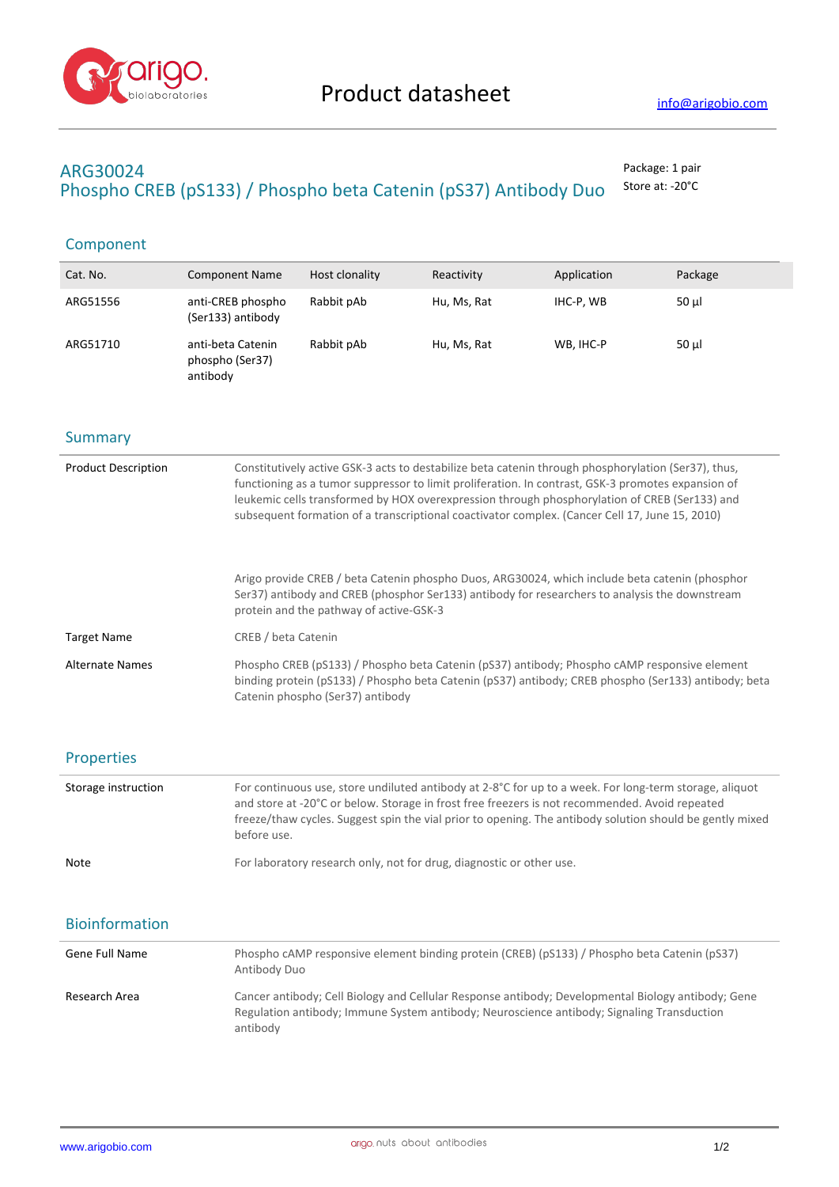# ARG30024
## Phospho CREB (pS133) / Phospho beta Catenin (pS37) Antibody Duo

Package: 1 pair
Store at: -20°C

## Component

| Cat. No. | Component Name | Host clonality | Reactivity | Application | Package |
|---|---|---|---|---|---|
| ARG51556 | anti-CREB phospho (Ser133) antibody | Rabbit pAb | Hu, Ms, Rat | IHC-P, WB | 50 µl |
| ARG51710 | anti-beta Catenin phospho (Ser37) antibody | Rabbit pAb | Hu, Ms, Rat | WB, IHC-P | 50 µl |

## Summary

| | |
|---|---|
| Product Description | Constitutively active GSK-3 acts to destabilize beta catenin through phosphorylation (Ser37), thus, functioning as a tumor suppressor to limit proliferation. In contrast, GSK-3 promotes expansion of leukemic cells transformed by HOX overexpression through phosphorylation of CREB (Ser133) and subsequent formation of a transcriptional coactivator complex. (Cancer Cell 17, June 15, 2010)<br><br>Arigo provide CREB / beta Catenin phospho Duos, ARG30024, which include beta catenin (phosphor Ser37) antibody and CREB (phosphor Ser133) antibody for researchers to analysis the downstream protein and the pathway of active-GSK-3 |
| Target Name | CREB / beta Catenin |
| Alternate Names | Phospho CREB (pS133) / Phospho beta Catenin (pS37) antibody; Phospho cAMP responsive element binding protein (pS133) / Phospho beta Catenin (pS37) antibody; CREB phospho (Ser133) antibody; beta Catenin phospho (Ser37) antibody |

## Properties

| | |
|---|---|
| Storage instruction | For continuous use, store undiluted antibody at 2-8°C for up to a week. For long-term storage, aliquot and store at -20°C or below. Storage in frost free freezers is not recommended. Avoid repeated freeze/thaw cycles. Suggest spin the vial prior to opening. The antibody solution should be gently mixed before use. |
| Note | For laboratory research only, not for drug, diagnostic or other use. |

## Bioinformation

| | |
|---|---|
| Gene Full Name | Phospho cAMP responsive element binding protein (CREB) (pS133) / Phospho beta Catenin (pS37) Antibody Duo |
| Research Area | Cancer antibody; Cell Biology and Cellular Response antibody; Developmental Biology antibody; Gene Regulation antibody; Immune System antibody; Neuroscience antibody; Signaling Transduction antibody |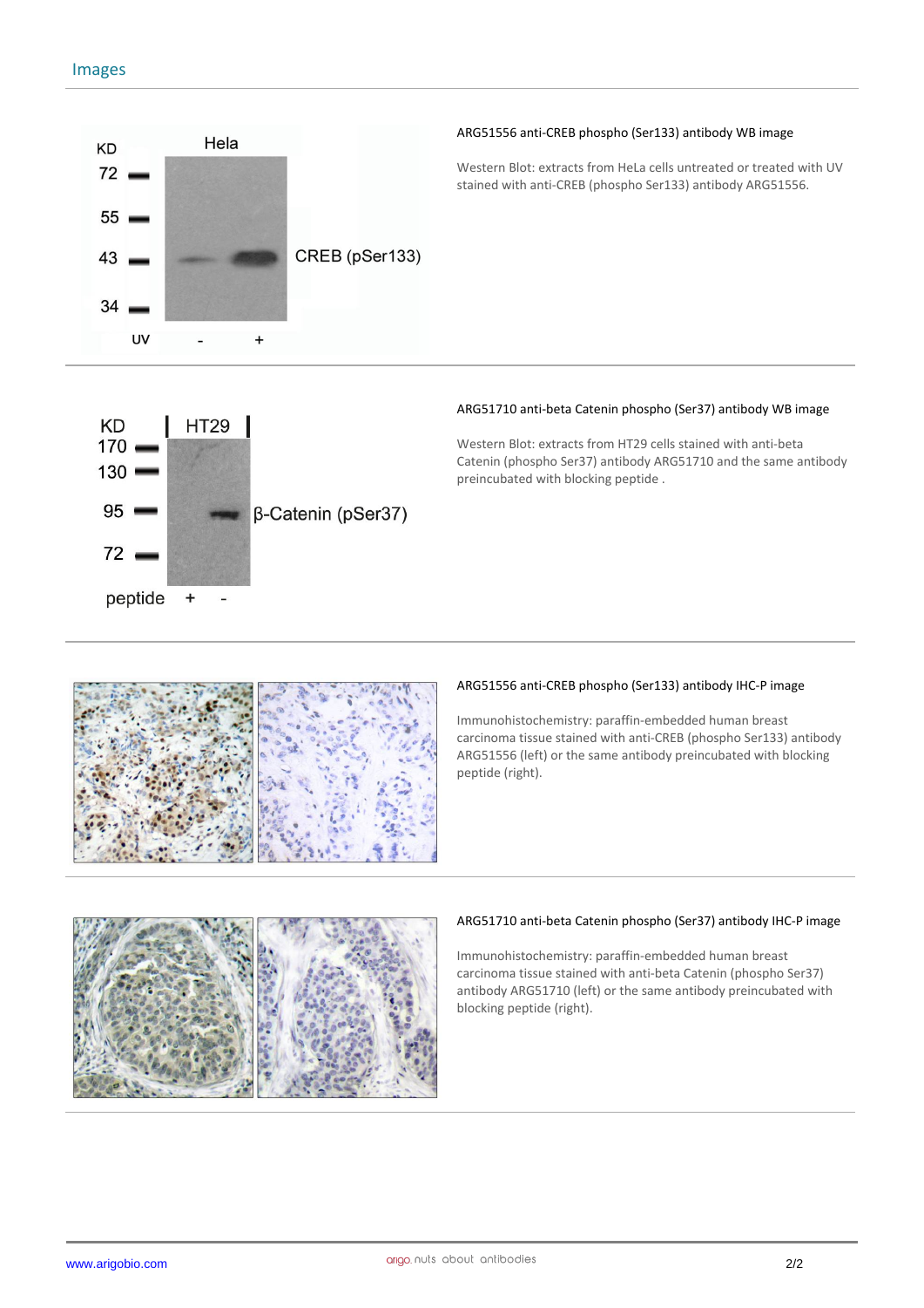## Images

KD
72
55
43
34
Hela
CREB (pSer133)
UV - +

ARG51556 anti-CREB phospho (Ser133) antibody WB image

Western Blot: extracts from HeLa cells untreated or treated with UV stained with anti-CREB (phospho Ser133) antibody ARG51556.

KD
170
130
95
72
HT29
β-Catenin (pSer37)
peptide + -

ARG51710 anti-beta Catenin phospho (Ser37) antibody WB image

Western Blot: extracts from HT29 cells stained with anti-beta Catenin (phospho Ser37) antibody ARG51710 and the same antibody preincubated with blocking peptide .

ARG51556 anti-CREB phospho (Ser133) antibody IHC-P image

Immunohistochemistry: paraffin-embedded human breast carcinoma tissue stained with anti-CREB (phospho Ser133) antibody ARG51556 (left) or the same antibody preincubated with blocking peptide (right).

ARG51710 anti-beta Catenin phospho (Ser37) antibody IHC-P image

Immunohistochemistry: paraffin-embedded human breast carcinoma tissue stained with anti-beta Catenin (phospho Ser37) antibody ARG51710 (left) or the same antibody preincubated with blocking peptide (right).